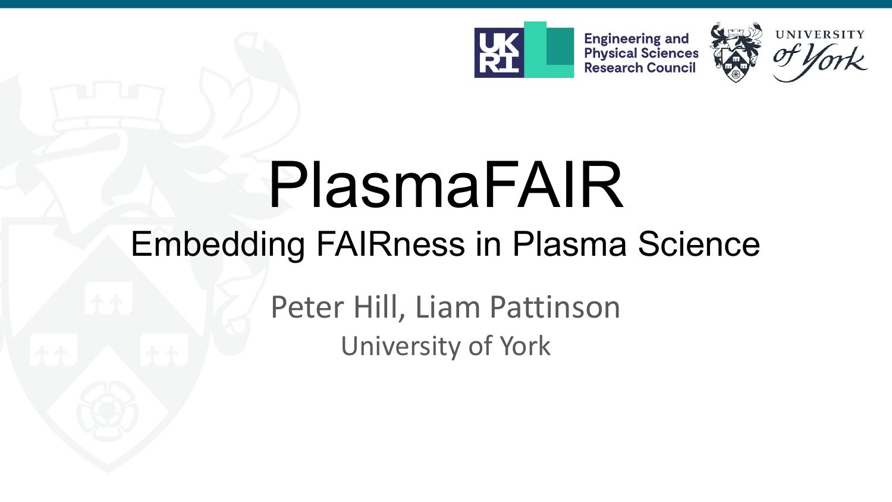# PlasmaFAIR

## Embedding FAIRness in Plasma Science

Peter Hill, Liam Pattinson

University of York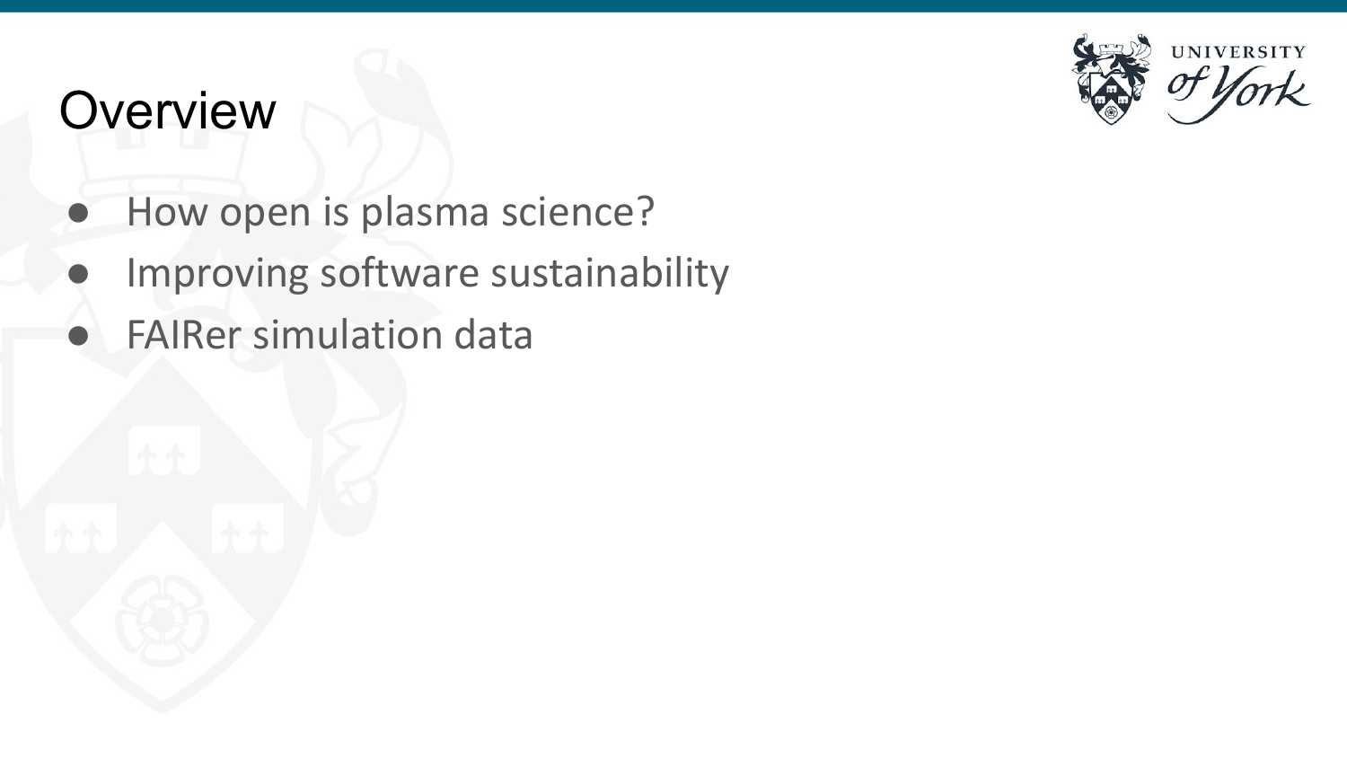# Overview

- How open is plasma science?
- Improving software sustainability
- FAIRer simulation data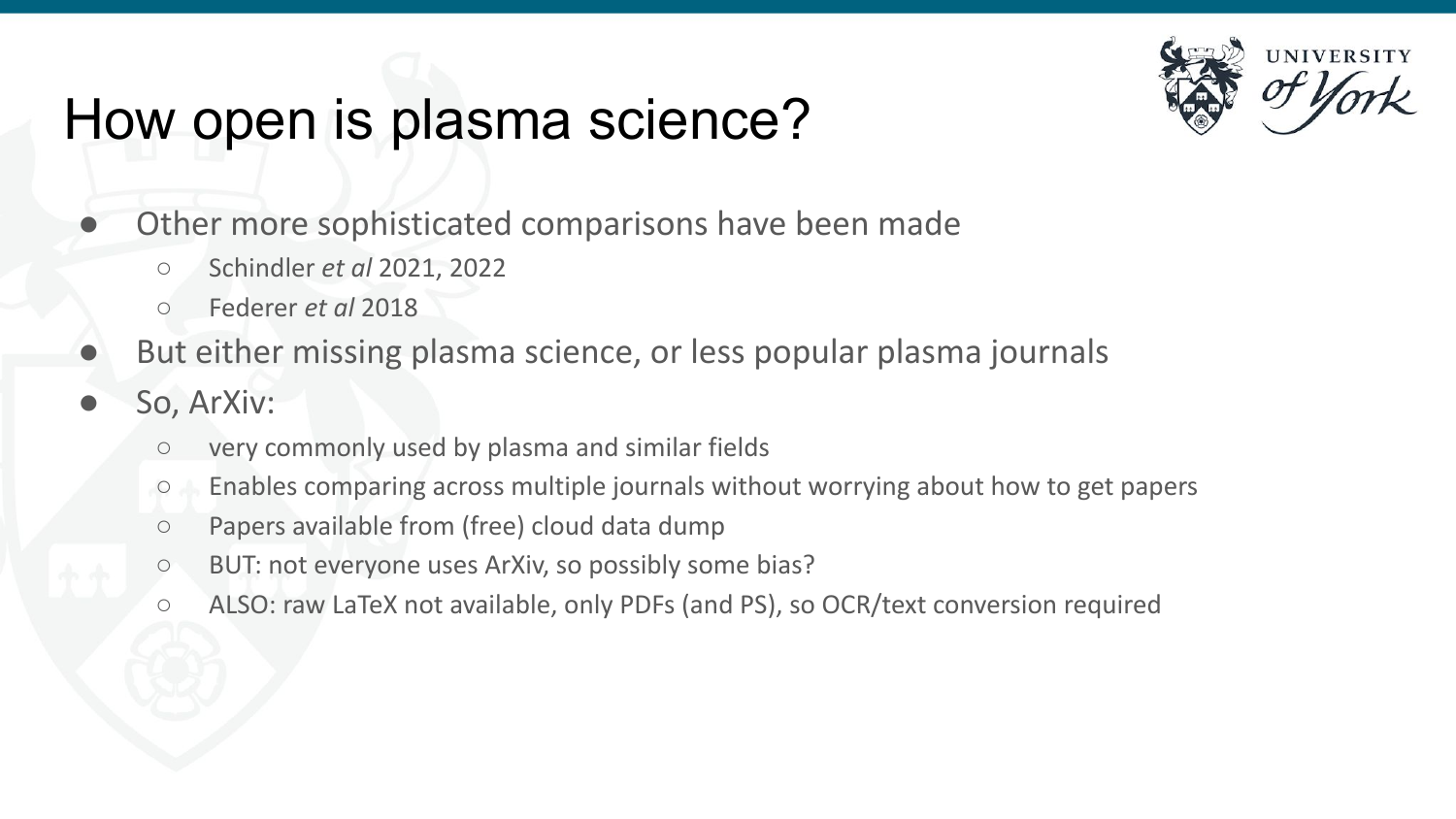# How open is plasma science?

- Other more sophisticated comparisons have been made
  - Schindler *et al* 2021, 2022
  - Federer *et al* 2018
- But either missing plasma science, or less popular plasma journals
- So, ArXiv:
  - very commonly used by plasma and similar fields
  - Enables comparing across multiple journals without worrying about how to get papers
  - Papers available from (free) cloud data dump
  - BUT: not everyone uses ArXiv, so possibly some bias?
  - ALSO: raw LaTeX not available, only PDFs (and PS), so OCR/text conversion required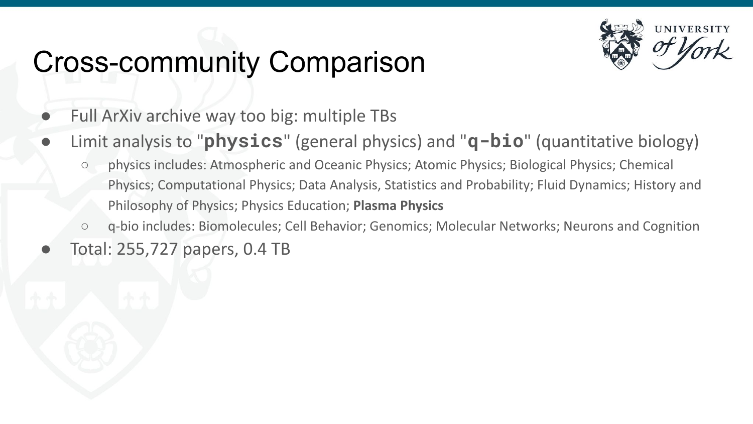# Cross-community Comparison

- Full ArXiv archive way too big: multiple TBs
- Limit analysis to "`physics`" (general physics) and "`q-bio`" (quantitative biology)
  - physics includes: Atmospheric and Oceanic Physics; Atomic Physics; Biological Physics; Chemical Physics; Computational Physics; Data Analysis, Statistics and Probability; Fluid Dynamics; History and Philosophy of Physics; Physics Education; **Plasma Physics**
  - q-bio includes: Biomolecules; Cell Behavior; Genomics; Molecular Networks; Neurons and Cognition
- Total: 255,727 papers, 0.4 TB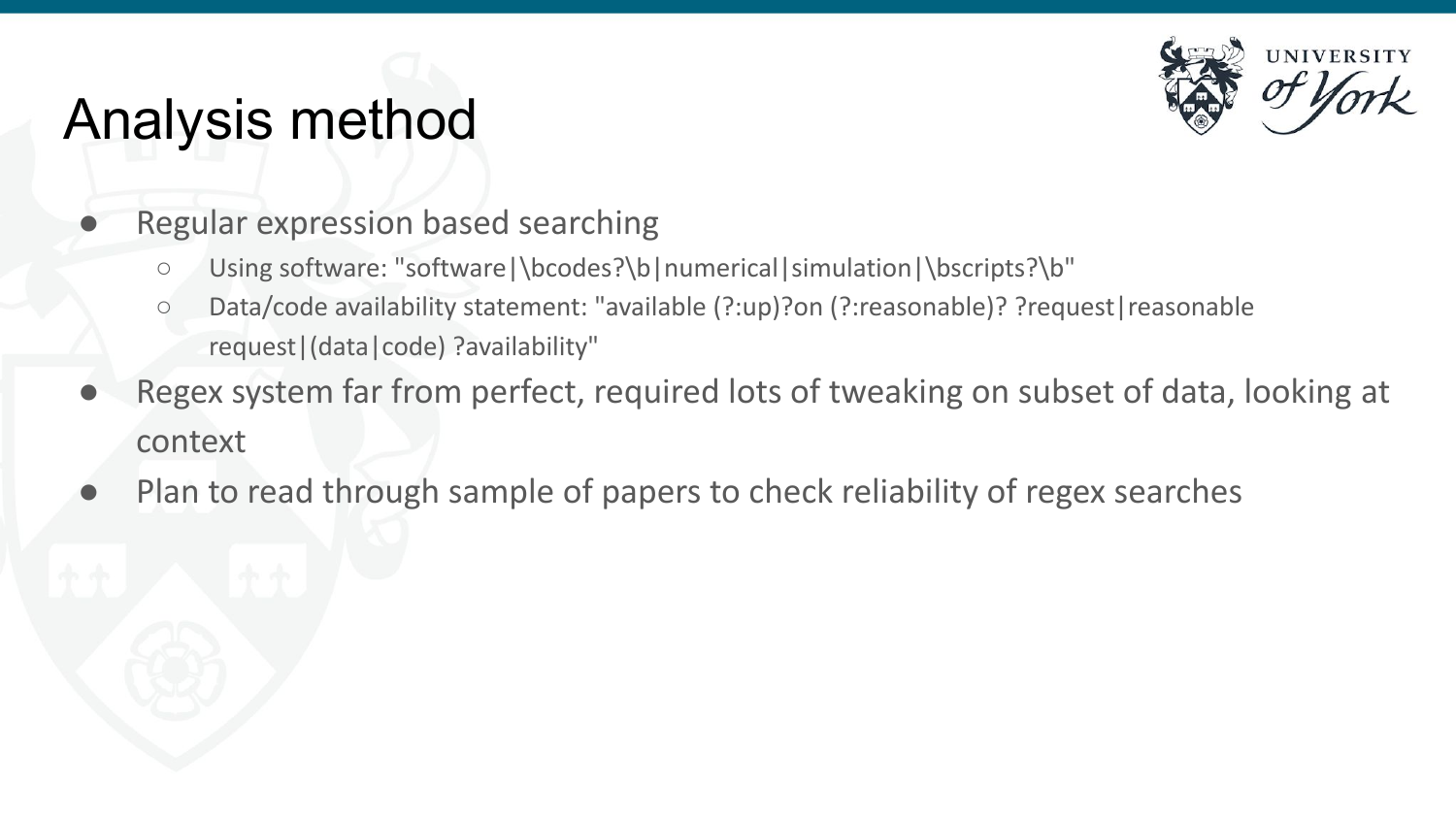# Analysis method

- Regular expression based searching
  - Using software: "software|\bcodes?\b|numerical|simulation|\bscripts?\b"
  - Data/code availability statement: "available (?:up)?on (?:reasonable)? ?request|reasonable request|(data|code) ?availability"
- Regex system far from perfect, required lots of tweaking on subset of data, looking at context
- Plan to read through sample of papers to check reliability of regex searches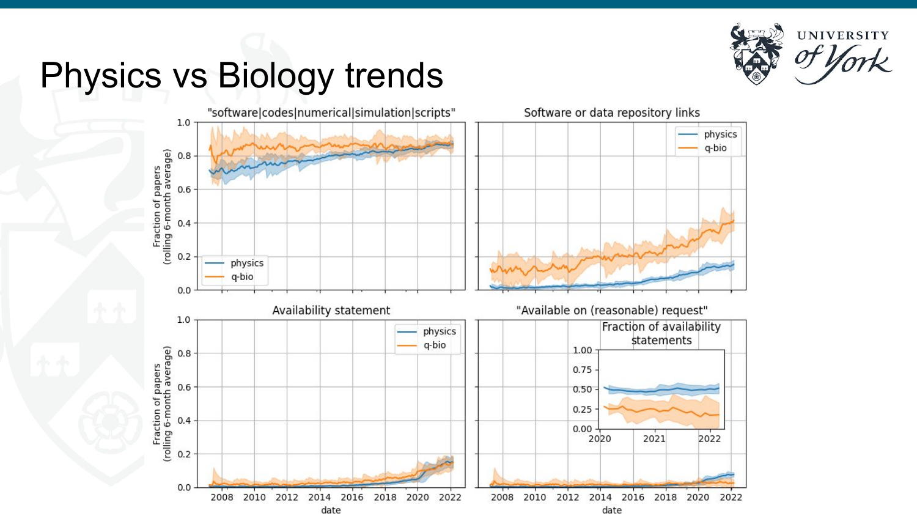# Physics vs Biology trends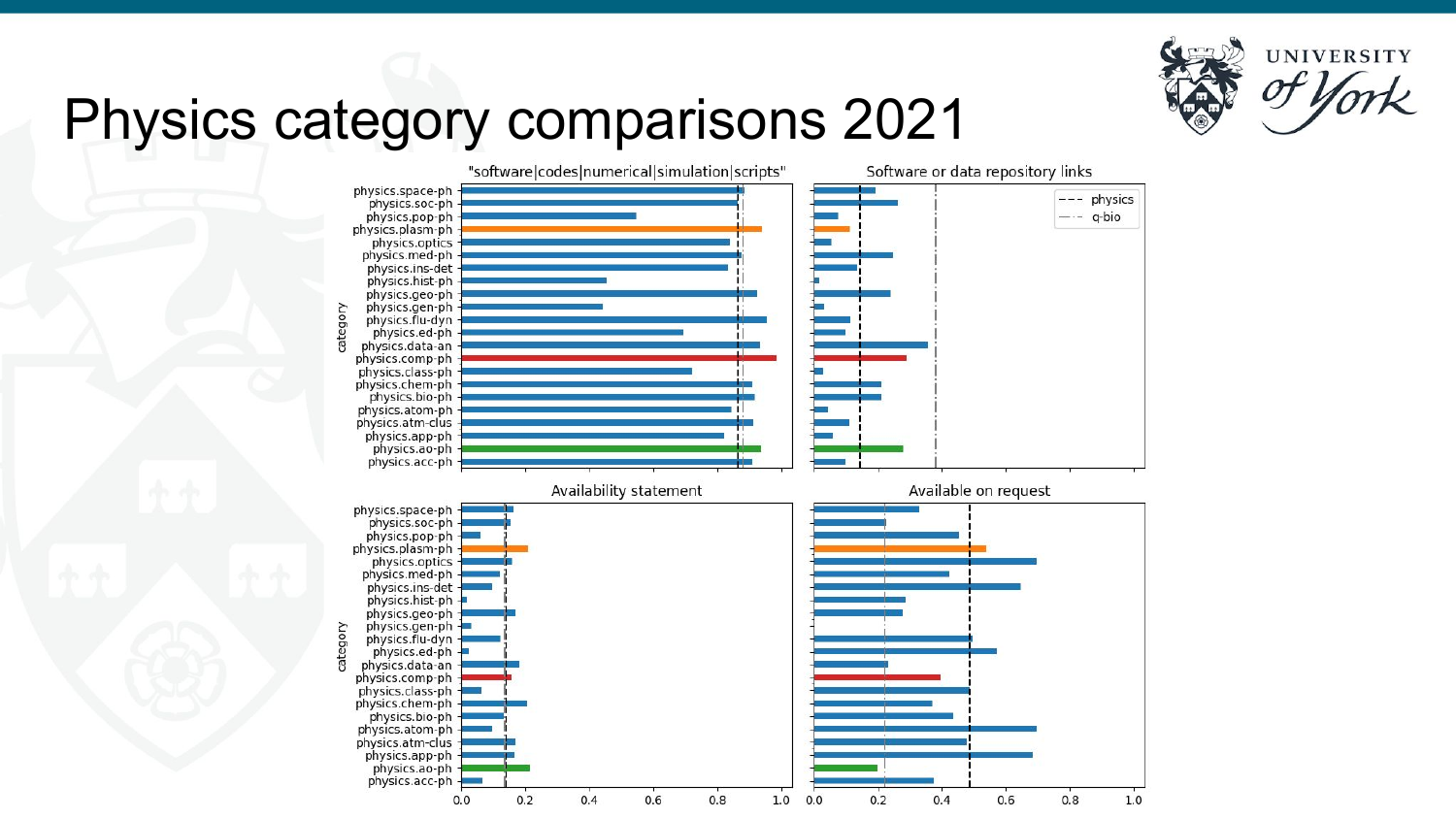# Physics category comparisons 2021

"software|codes|numerical|simulation|scripts"

Software or data repository links

Availability statement

Available on request

--- physics
-·- q-bio

category: physics.space-ph, physics.soc-ph, physics.pop-ph, physics.plasm-ph, physics.optics, physics.med-ph, physics.ins-det, physics.hist-ph, physics.geo-ph, physics.gen-ph, physics.flu-dyn, physics.ed-ph, physics.data-an, physics.comp-ph, physics.class-ph, physics.chem-ph, physics.bio-ph, physics.atom-ph, physics.atm-clus, physics.app-ph, physics.ao-ph, physics.acc-ph

0.0 0.2 0.4 0.6 0.8 1.0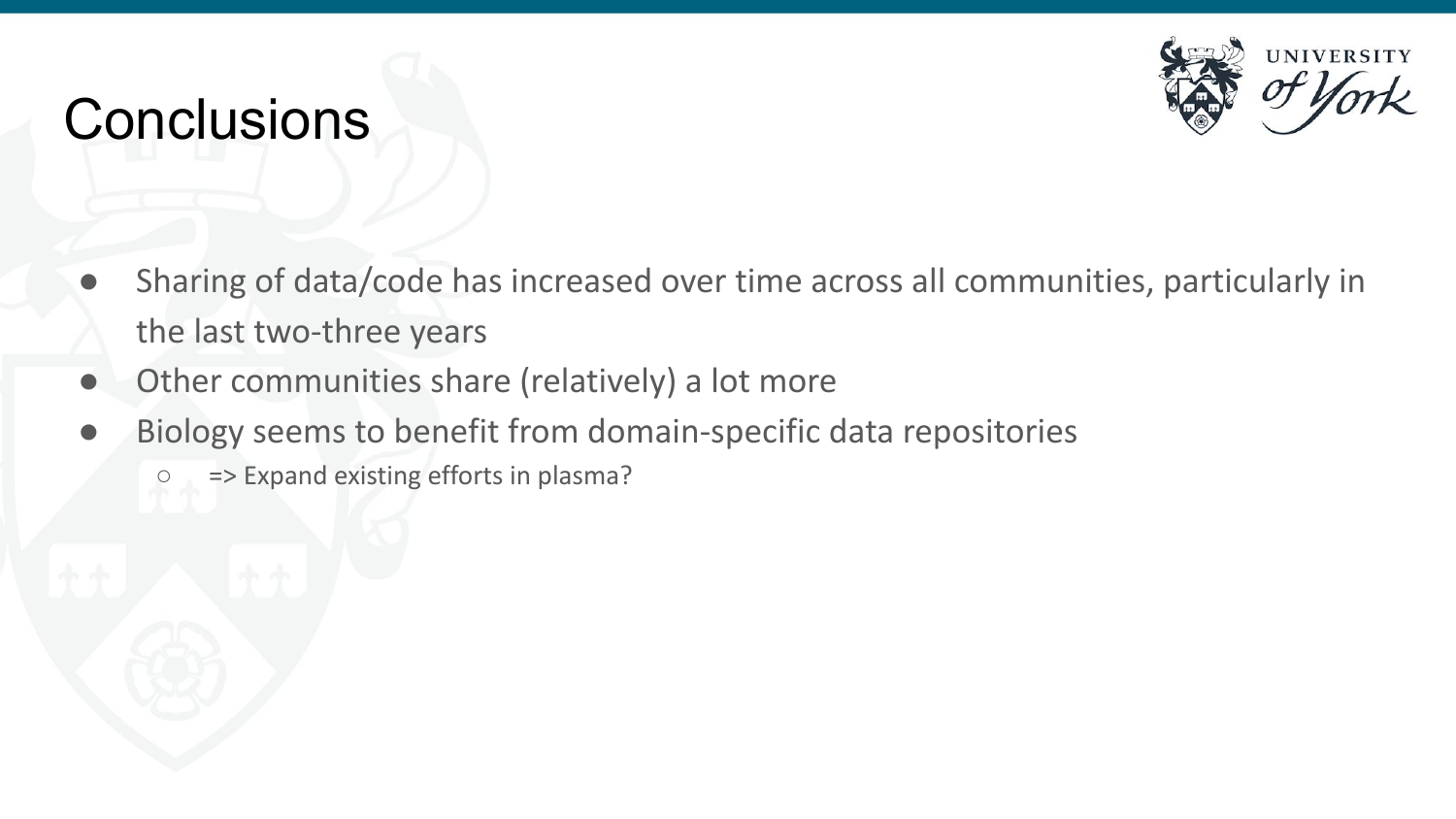# Conclusions

- Sharing of data/code has increased over time across all communities, particularly in the last two-three years
- Other communities share (relatively) a lot more
- Biology seems to benefit from domain-specific data repositories
  - => Expand existing efforts in plasma?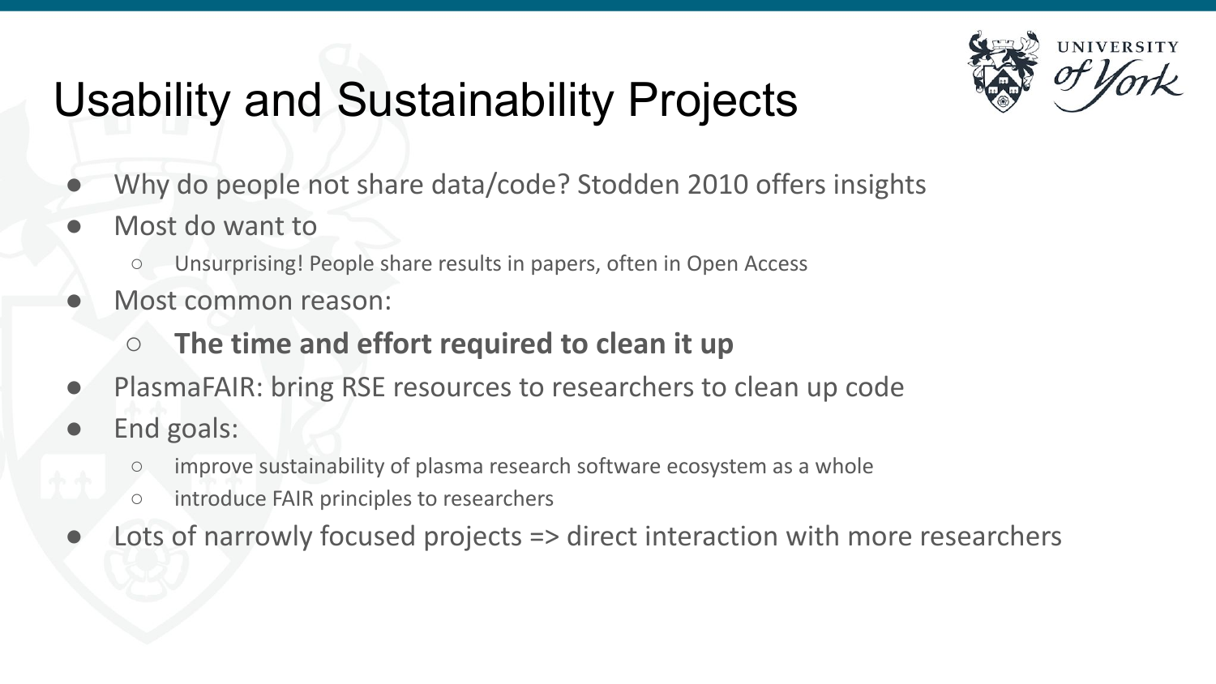# Usability and Sustainability Projects

- Why do people not share data/code? Stodden 2010 offers insights
- Most do want to
  - Unsurprising! People share results in papers, often in Open Access
- Most common reason:
  - **The time and effort required to clean it up**
- PlasmaFAIR: bring RSE resources to researchers to clean up code
- End goals:
  - improve sustainability of plasma research software ecosystem as a whole
  - introduce FAIR principles to researchers
- Lots of narrowly focused projects => direct interaction with more researchers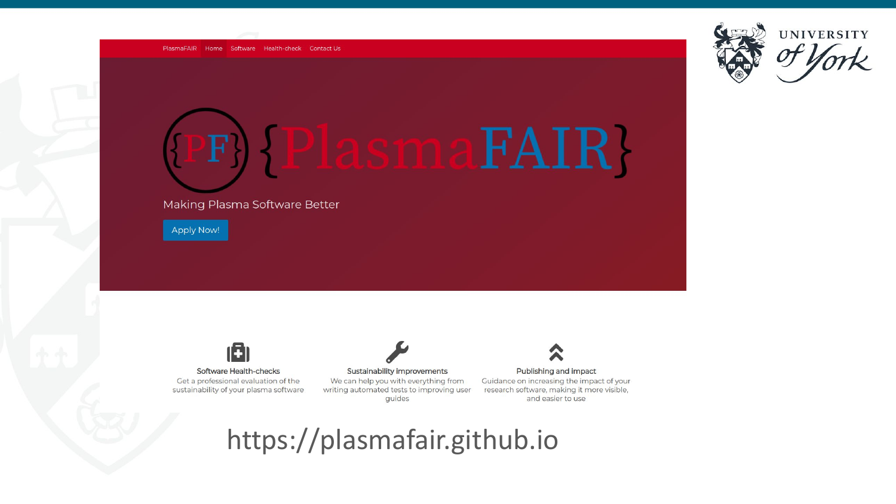PlasmaFAIR Home Software Health-check Contact Us

# {PlasmaFAIR}

Making Plasma Software Better

Apply Now!

**Software Health-checks**
Get a professional evaluation of the sustainability of your plasma software

**Sustainability improvements**
We can help you with everything from writing automated tests to improving user guides

**Publishing and impact**
Guidance on increasing the impact of your research software, making it more visible, and easier to use

https://plasmafair.github.io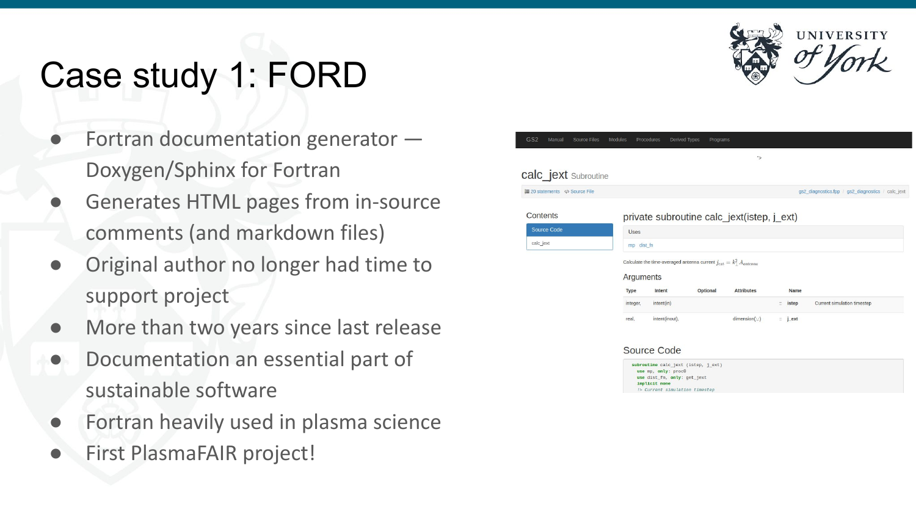# Case study 1: FORD

- Fortran documentation generator — Doxygen/Sphinx for Fortran
- Generates HTML pages from in-source comments (and markdown files)
- Original author no longer had time to support project
- More than two years since last release
- Documentation an essential part of sustainable software
- Fortran heavily used in plasma science
- First PlasmaFAIR project!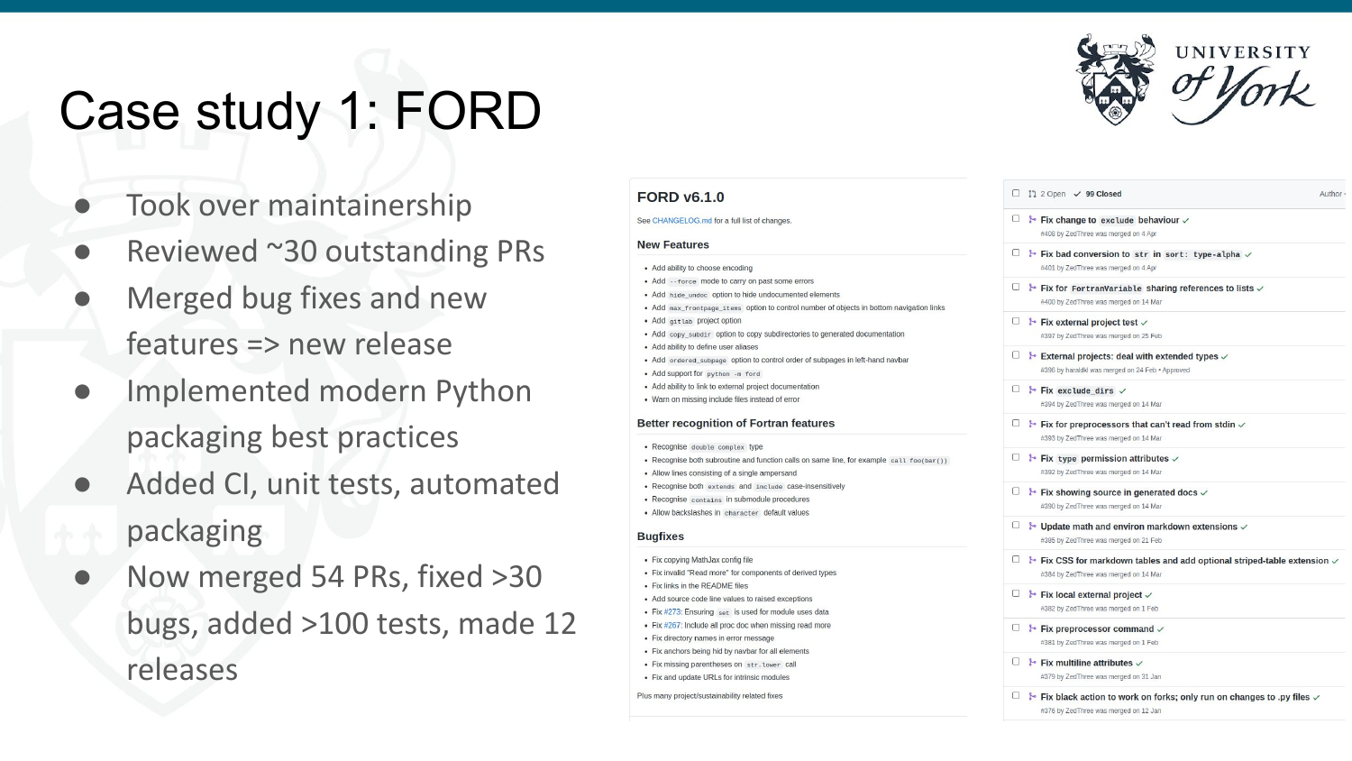# Case study 1: FORD

- Took over maintainership
- Reviewed ~30 outstanding PRs
- Merged bug fixes and new features => new release
- Implemented modern Python packaging best practices
- Added CI, unit tests, automated packaging
- Now merged 54 PRs, fixed >30 bugs, added >100 tests, made 12 releases

## FORD v6.1.0

See CHANGELOG.md for a full list of changes.

### New Features

- Add ability to choose encoding
- Add `--force` mode to carry on past some errors
- Add `hide_undoc` option to hide undocumented elements
- Add `max_frontpage_items` option to control number of objects in bottom navigation links
- Add `gitlab` project option
- Add `copy_subdir` option to copy subdirectories to generated documentation
- Add ability to define user aliases
- Add `ordered_subpage` option to control order of subpages in left-hand navbar
- Add support for `python -m ford`
- Add ability to link to external project documentation
- Warn on missing include files instead of error

### Better recognition of Fortran features

- Recognise `double complex` type
- Recognise both subroutine and function calls on same line, for example `call foo(bar())`
- Allow lines consisting of a single ampersand
- Recognise both `extends` and `include` case-insensitively
- Recognise `contains` in submodule procedures
- Allow backslashes in `character` default values

### Bugfixes

- Fix copying MathJax config file
- Fix invalid "Read more" for components of derived types
- Fix links in the README files
- Add source code line values to raised exceptions
- Fix #273: Ensuring `set` is used for module uses data
- Fix #267: Include all proc doc when missing read more
- Fix directory names in error message
- Fix anchors being hid by navbar for all elements
- Fix missing parentheses on `str.lower` call
- Fix and update URLs for intrinsic modules

Plus many project/sustainability related fixes

---

2 Open ✓ 99 Closed — Author

- Fix change to `exclude` behaviour ✓ — #406 by ZedThree was merged on 4 Apr
- Fix bad conversion to `str` in `sort: type-alpha` ✓ — #401 by ZedThree was merged on 4 Apr
- Fix for `FortranVariable` sharing references to lists ✓ — #400 by ZedThree was merged on 14 Mar
- Fix external project test ✓ — #397 by ZedThree was merged on 25 Feb
- External projects: deal with extended types ✓ — #396 by haraldkl was merged on 24 Feb • Approved
- Fix `exclude_dirs` ✓ — #394 by ZedThree was merged on 14 Mar
- Fix for preprocessors that can't read from stdin ✓ — #393 by ZedThree was merged on 14 Mar
- Fix `type` permission attributes ✓ — #392 by ZedThree was merged on 14 Mar
- Fix showing source in generated docs ✓ — #390 by ZedThree was merged on 14 Mar
- Update math and environ markdown extensions ✓ — #385 by ZedThree was merged on 21 Feb
- Fix CSS for markdown tables and add optional striped-table extension ✓ — #384 by ZedThree was merged on 14 Mar
- Fix local external project ✓ — #382 by ZedThree was merged on 1 Feb
- Fix preprocessor command ✓ — #381 by ZedThree was merged on 1 Feb
- Fix multiline attributes ✓ — #379 by ZedThree was merged on 31 Jan
- Fix black action to work on forks; only run on changes to .py files ✓ — #376 by ZedThree was merged on 12 Jan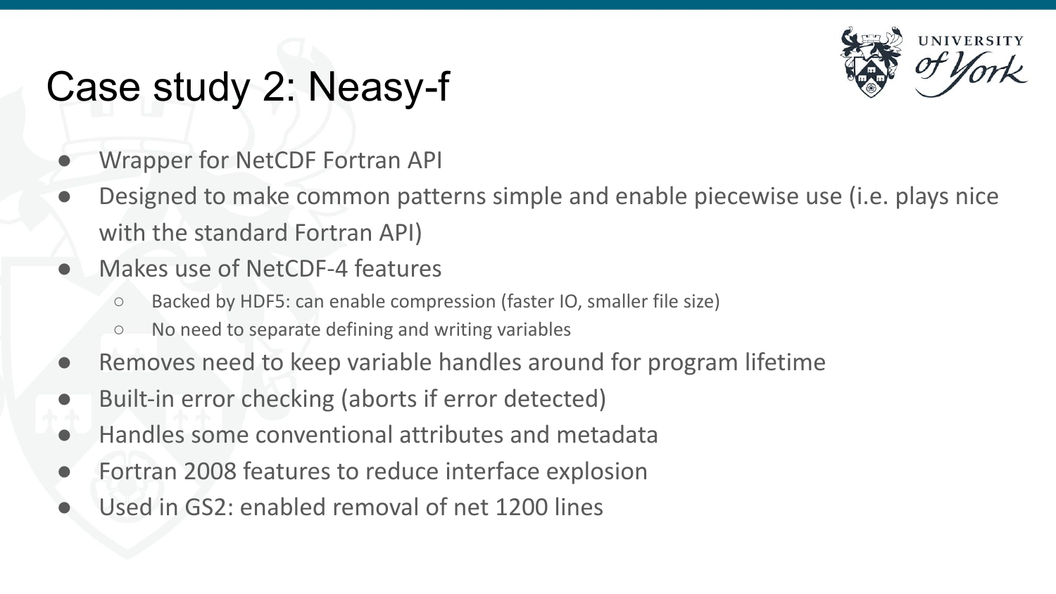# Case study 2: Neasy-f

- Wrapper for NetCDF Fortran API
- Designed to make common patterns simple and enable piecewise use (i.e. plays nice with the standard Fortran API)
- Makes use of NetCDF-4 features
  - Backed by HDF5: can enable compression (faster IO, smaller file size)
  - No need to separate defining and writing variables
- Removes need to keep variable handles around for program lifetime
- Built-in error checking (aborts if error detected)
- Handles some conventional attributes and metadata
- Fortran 2008 features to reduce interface explosion
- Used in GS2: enabled removal of net 1200 lines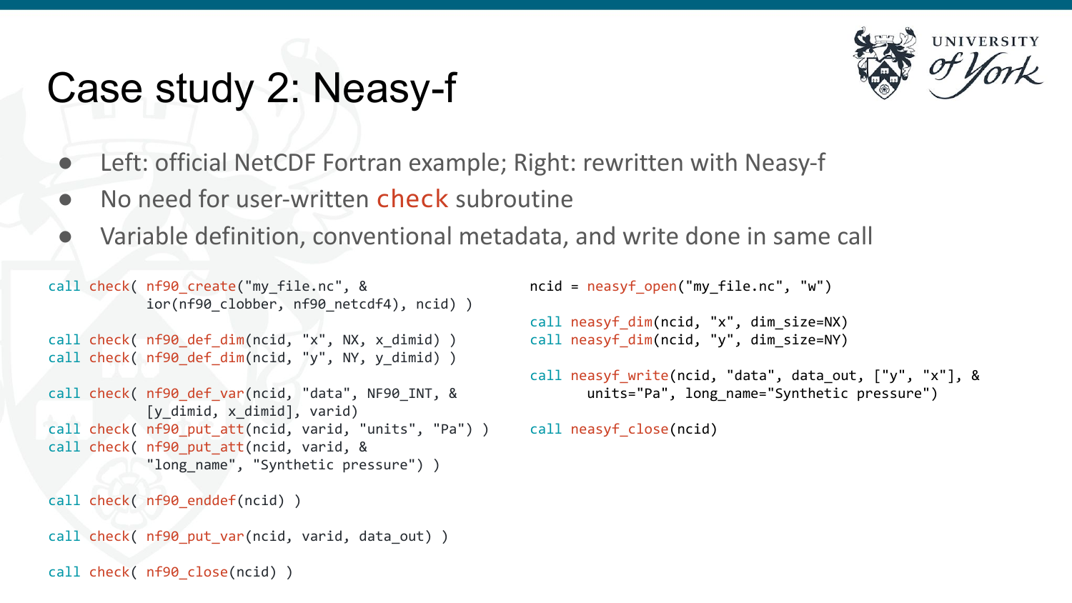# Case study 2: Neasy-f

- Left: official NetCDF Fortran example; Right: rewritten with Neasy-f
- No need for user-written check subroutine
- Variable definition, conventional metadata, and write done in same call

```fortran
call check( nf90_create("my_file.nc", &
            ior(nf90_clobber, nf90_netcdf4), ncid) )

call check( nf90_def_dim(ncid, "x", NX, x_dimid) )
call check( nf90_def_dim(ncid, "y", NY, y_dimid) )

call check( nf90_def_var(ncid, "data", NF90_INT, &
            [y_dimid, x_dimid], varid)
call check( nf90_put_att(ncid, varid, "units", "Pa") )
call check( nf90_put_att(ncid, varid, &
            "long_name", "Synthetic pressure") )

call check( nf90_enddef(ncid) )

call check( nf90_put_var(ncid, varid, data_out) )

call check( nf90_close(ncid) )
```

```fortran
ncid = neasyf_open("my_file.nc", "w")

call neasyf_dim(ncid, "x", dim_size=NX)
call neasyf_dim(ncid, "y", dim_size=NY)

call neasyf_write(ncid, "data", data_out, ["y", "x"], &
      units="Pa", long_name="Synthetic pressure")

call neasyf_close(ncid)
```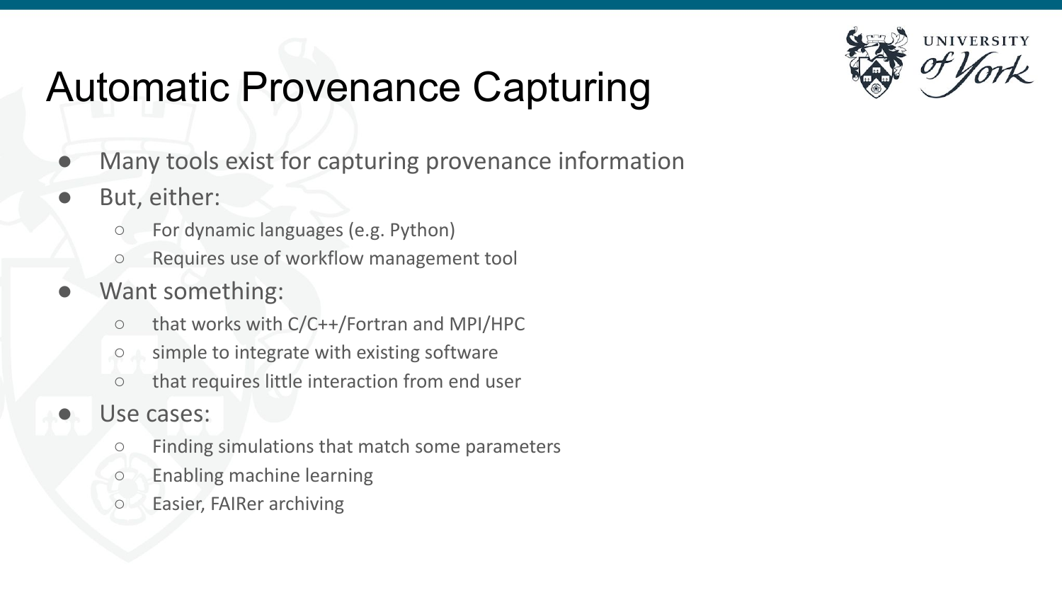# Automatic Provenance Capturing

- Many tools exist for capturing provenance information
- But, either:
  - For dynamic languages (e.g. Python)
  - Requires use of workflow management tool
- Want something:
  - that works with C/C++/Fortran and MPI/HPC
  - simple to integrate with existing software
  - that requires little interaction from end user
- Use cases:
  - Finding simulations that match some parameters
  - Enabling machine learning
  - Easier, FAIRer archiving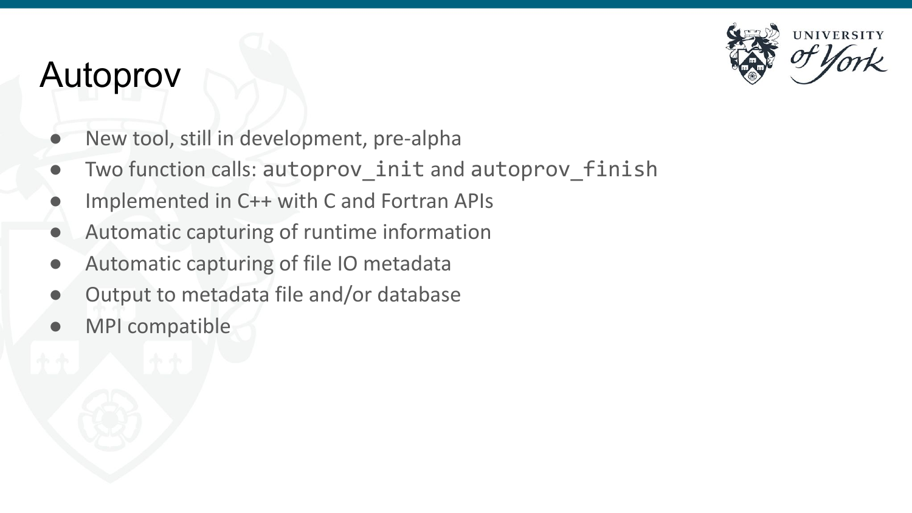# Autoprov

- New tool, still in development, pre-alpha
- Two function calls: `autoprov_init` and `autoprov_finish`
- Implemented in C++ with C and Fortran APIs
- Automatic capturing of runtime information
- Automatic capturing of file IO metadata
- Output to metadata file and/or database
- MPI compatible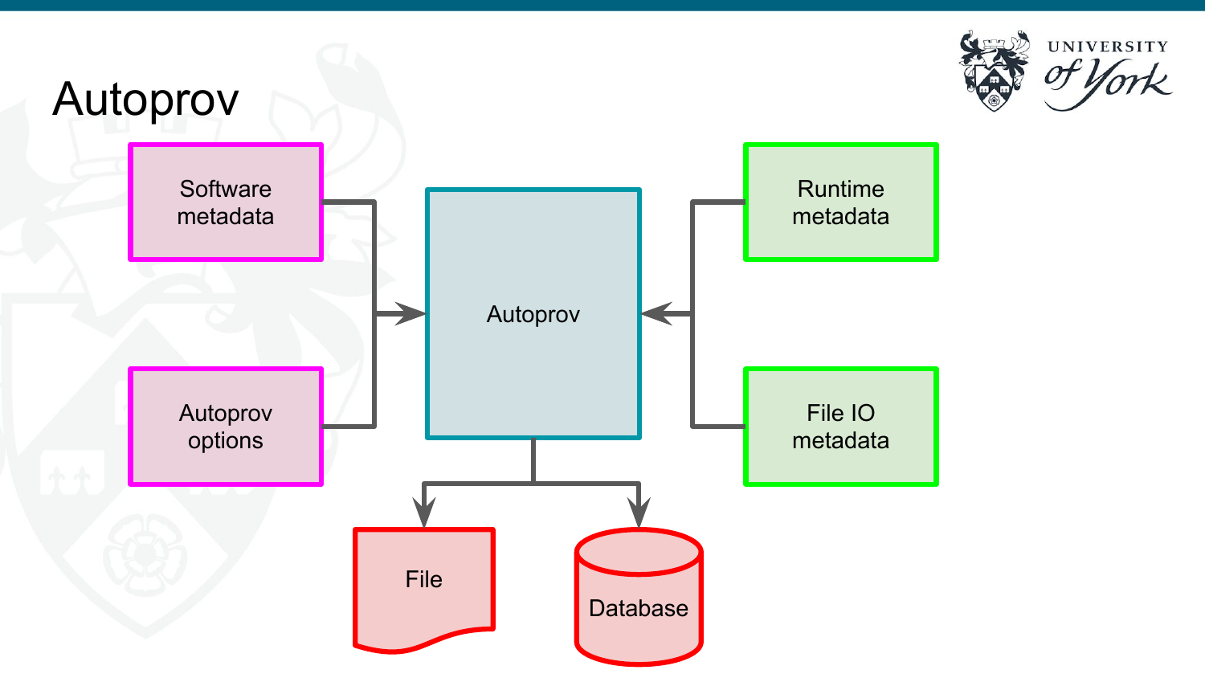# Autoprov

Software metadata

Autoprov options

Autoprov

Runtime metadata

File IO metadata

File

Database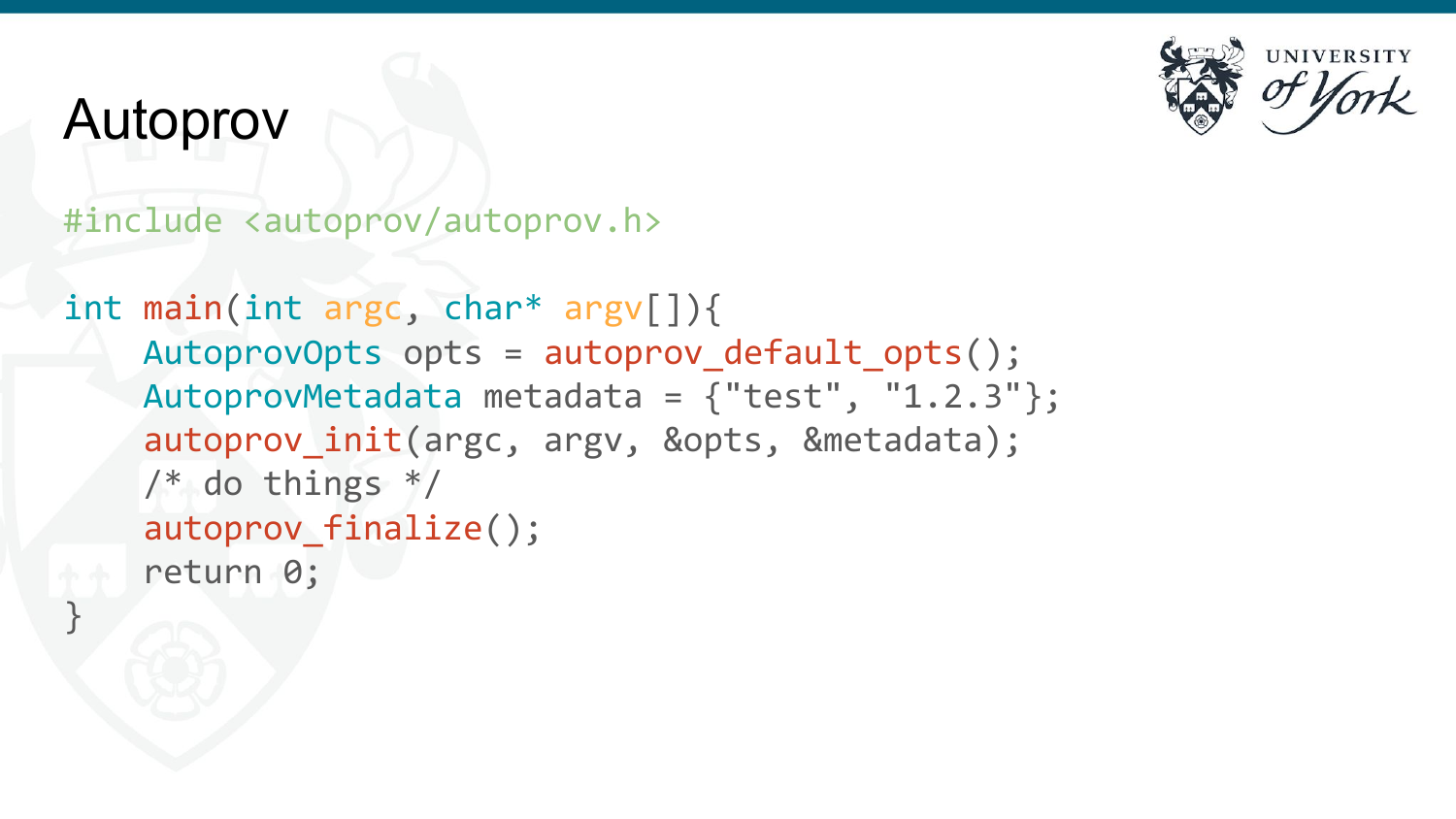# Autoprov

```c
#include <autoprov/autoprov.h>

int main(int argc, char* argv[]){
    AutoprovOpts opts = autoprov_default_opts();
    AutoprovMetadata metadata = {"test", "1.2.3"};
    autoprov_init(argc, argv, &opts, &metadata);
    /* do things */
    autoprov_finalize();
    return 0;
}
```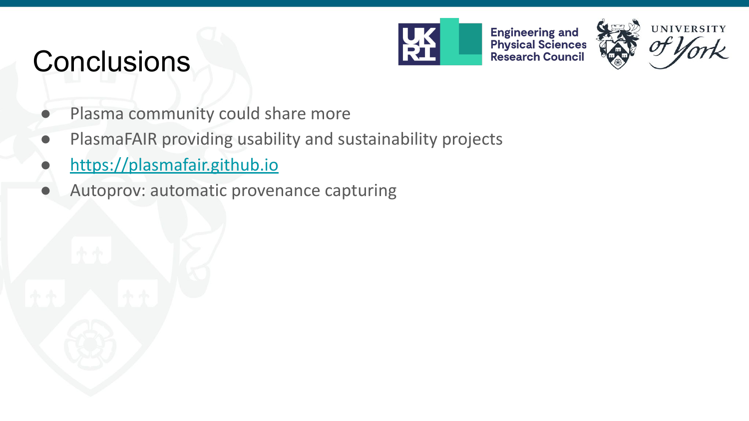# Conclusions

- Plasma community could share more
- PlasmaFAIR providing usability and sustainability projects
- https://plasmafair.github.io
- Autoprov: automatic provenance capturing